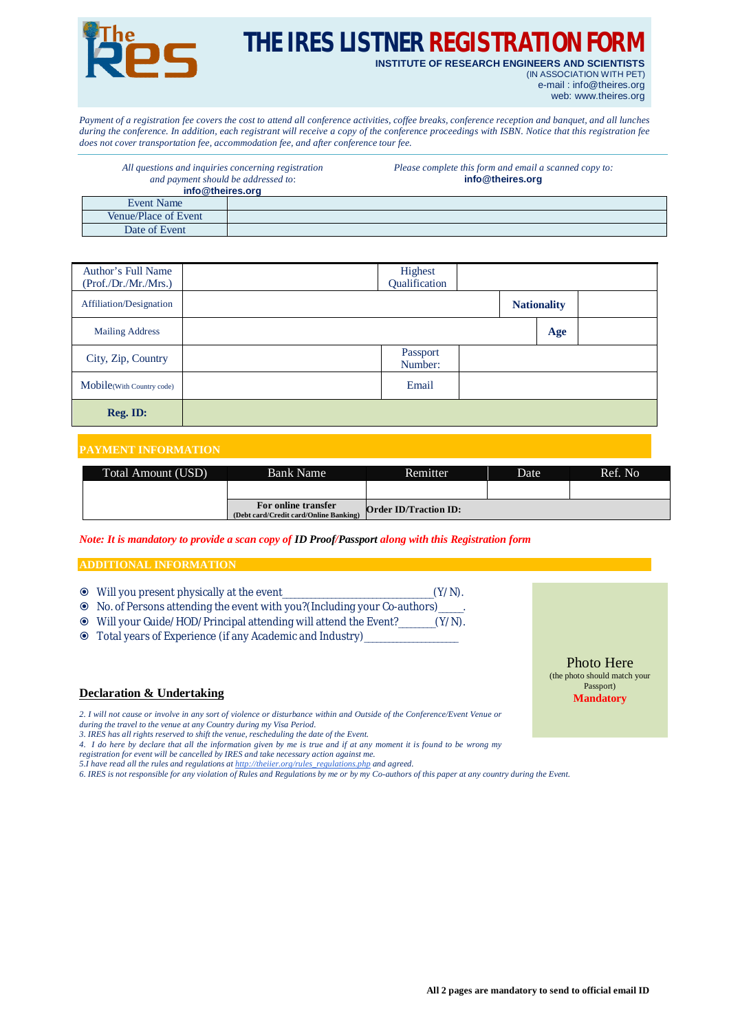# THE IRES LISTNER REGISTRATION FORM

**INSTITUTE OF RESEARCH ENGINEERS AND SCIENTISTS**
(IN ASSOCIATION WITH PET)
e-mail : info@theires.org
web: www.theires.org

*Payment of a registration fee covers the cost to attend all conference activities, coffee breaks, conference reception and banquet, and all lunches during the conference. In addition, each registrant will receive a copy of the conference proceedings with ISBN. Notice that this registration fee does not cover transportation fee, accommodation fee, and after conference tour fee.*

*All questions and inquiries concerning registration and payment should be addressed to:*
**info@theires.org**

*Please complete this form and email a scanned copy to:*
**info@theires.org**

| Event Name | |
|---|---|
| Venue/Place of Event | |
| Date of Event | |

| Author's Full Name (Prof./Dr./Mr./Mrs.) | | Highest Qualification | | | |
|---|---|---|---|---|---|
| Affiliation/Designation | | | | **Nationality** | |
| Mailing Address | | | | **Age** | |
| City, Zip, Country | | Passport Number: | | | |
| Mobile(With Country code) | | Email | | | |
| **Reg. ID:** | | | | | |

## PAYMENT INFORMATION

| Total Amount (USD) | Bank Name | Remitter | Date | Ref. No |
|---|---|---|---|---|
| | | | | |
| | **For online transfer** (Debt card/Credit card/Online Banking) | **Order ID/Traction ID:** | | |

*Note: It is mandatory to provide a scan copy of **ID Proof/Passport** along with this Registration form*

## ADDITIONAL INFORMATION

- Will you present physically at the event__________________________(Y/N).
- No. of Persons attending the event with you?(Including your Co-authors)____.
- Will your Guide/HOD/Principal attending will attend the Event?______(Y/N).
- Total years of Experience (if any Academic and Industry)________________

Photo Here
(the photo should match your Passport)
**Mandatory**

## Declaration & Undertaking

*2. I will not cause or involve in any sort of violence or disturbance within and Outside of the Conference/Event Venue or during the travel to the venue at any Country during my Visa Period.*
*3. IRES has all rights reserved to shift the venue, rescheduling the date of the Event.*
*4. I do here by declare that all the information given by me is true and if at any moment it is found to be wrong my registration for event will be cancelled by IRES and take necessary action against me.*
*5.I have read all the rules and regulations at http://theiier.org/rules_regulations.php and agreed.*
*6. IRES is not responsible for any violation of Rules and Regulations by me or by my Co-authors of this paper at any country during the Event.*

**All 2 pages are mandatory to send to official email ID**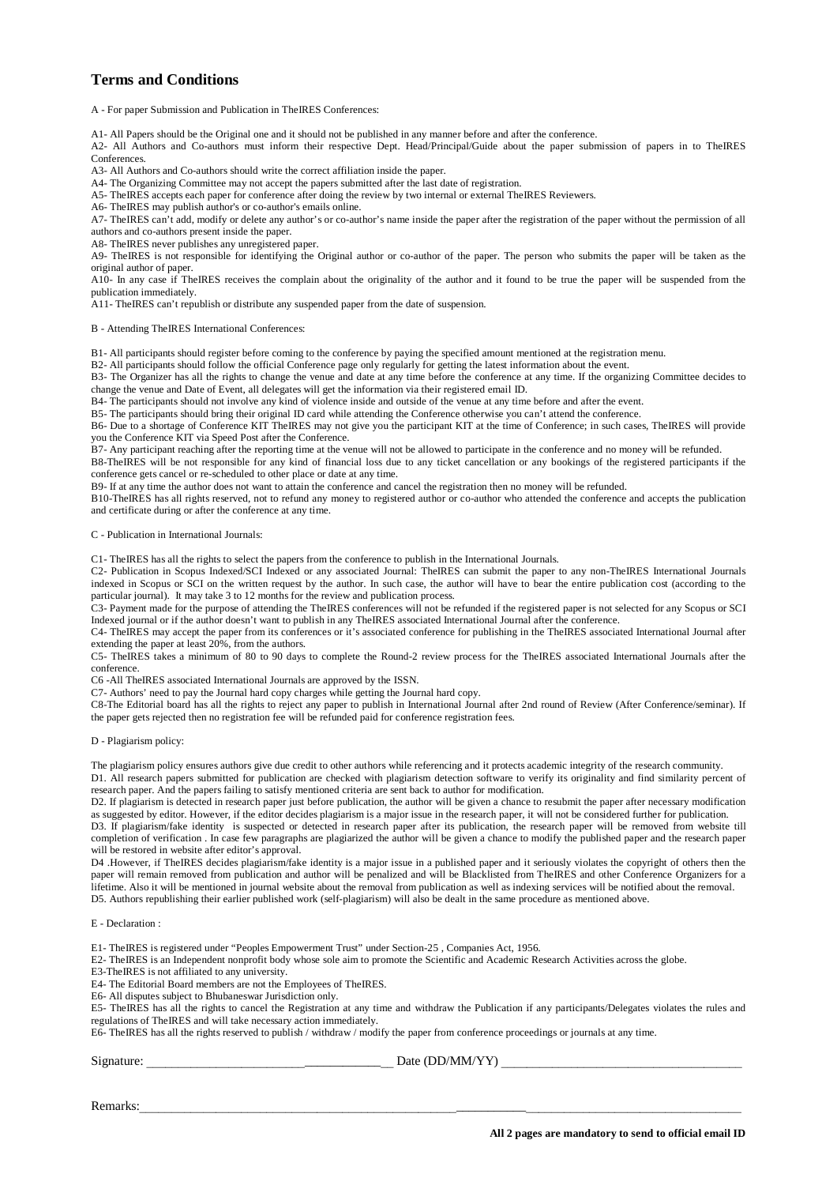# Terms and Conditions

A - For paper Submission and Publication in TheIRES Conferences:

A1- All Papers should be the Original one and it should not be published in any manner before and after the conference.
A2- All Authors and Co-authors must inform their respective Dept. Head/Principal/Guide about the paper submission of papers in to TheIRES Conferences.
A3- All Authors and Co-authors should write the correct affiliation inside the paper.
A4- The Organizing Committee may not accept the papers submitted after the last date of registration.
A5- TheIRES accepts each paper for conference after doing the review by two internal or external TheIRES Reviewers.
A6- TheIRES may publish author's or co-author's emails online.
A7- TheIRES can't add, modify or delete any author's or co-author's name inside the paper after the registration of the paper without the permission of all authors and co-authors present inside the paper.
A8- TheIRES never publishes any unregistered paper.
A9- TheIRES is not responsible for identifying the Original author or co-author of the paper. The person who submits the paper will be taken as the original author of paper.
A10- In any case if TheIRES receives the complain about the originality of the author and it found to be true the paper will be suspended from the publication immediately.
A11- TheIRES can't republish or distribute any suspended paper from the date of suspension.

B - Attending TheIRES International Conferences:

B1- All participants should register before coming to the conference by paying the specified amount mentioned at the registration menu.
B2- All participants should follow the official Conference page only regularly for getting the latest information about the event.
B3- The Organizer has all the rights to change the venue and date at any time before the conference at any time. If the organizing Committee decides to change the venue and Date of Event, all delegates will get the information via their registered email ID.
B4- The participants should not involve any kind of violence inside and outside of the venue at any time before and after the event.
B5- The participants should bring their original ID card while attending the Conference otherwise you can't attend the conference.
B6- Due to a shortage of Conference KIT TheIRES may not give you the participant KIT at the time of Conference; in such cases, TheIRES will provide you the Conference KIT via Speed Post after the Conference.
B7- Any participant reaching after the reporting time at the venue will not be allowed to participate in the conference and no money will be refunded.
B8-TheIRES will be not responsible for any kind of financial loss due to any ticket cancellation or any bookings of the registered participants if the conference gets cancel or re-scheduled to other place or date at any time.
B9- If at any time the author does not want to attain the conference and cancel the registration then no money will be refunded.
B10-TheIRES has all rights reserved, not to refund any money to registered author or co-author who attended the conference and accepts the publication and certificate during or after the conference at any time.

C - Publication in International Journals:

C1- TheIRES has all the rights to select the papers from the conference to publish in the International Journals.
C2- Publication in Scopus Indexed/SCI Indexed or any associated Journal: TheIRES can submit the paper to any non-TheIRES International Journals indexed in Scopus or SCI on the written request by the author. In such case, the author will have to bear the entire publication cost (according to the particular journal). It may take 3 to 12 months for the review and publication process.
C3- Payment made for the purpose of attending the TheIRES conferences will not be refunded if the registered paper is not selected for any Scopus or SCI Indexed journal or if the author doesn't want to publish in any TheIRES associated International Journal after the conference.
C4- TheIRES may accept the paper from its conferences or it's associated conference for publishing in the TheIRES associated International Journal after extending the paper at least 20%, from the authors.
C5- TheIRES takes a minimum of 80 to 90 days to complete the Round-2 review process for the TheIRES associated International Journals after the conference.
C6 -All TheIRES associated International Journals are approved by the ISSN.
C7- Authors' need to pay the Journal hard copy charges while getting the Journal hard copy.
C8-The Editorial board has all the rights to reject any paper to publish in International Journal after 2nd round of Review (After Conference/seminar). If the paper gets rejected then no registration fee will be refunded paid for conference registration fees.

D - Plagiarism policy:

The plagiarism policy ensures authors give due credit to other authors while referencing and it protects academic integrity of the research community.
D1. All research papers submitted for publication are checked with plagiarism detection software to verify its originality and find similarity percent of research paper. And the papers failing to satisfy mentioned criteria are sent back to author for modification.
D2. If plagiarism is detected in research paper just before publication, the author will be given a chance to resubmit the paper after necessary modification as suggested by editor. However, if the editor decides plagiarism is a major issue in the research paper, it will not be considered further for publication.
D3. If plagiarism/fake identity is suspected or detected in research paper after its publication, the research paper will be removed from website till completion of verification . In case few paragraphs are plagiarized the author will be given a chance to modify the published paper and the research paper will be restored in website after editor's approval.
D4 .However, if TheIRES decides plagiarism/fake identity is a major issue in a published paper and it seriously violates the copyright of others then the paper will remain removed from publication and author will be penalized and will be Blacklisted from TheIRES and other Conference Organizers for a lifetime. Also it will be mentioned in journal website about the removal from publication as well as indexing services will be notified about the removal.
D5. Authors republishing their earlier published work (self-plagiarism) will also be dealt in the same procedure as mentioned above.

E - Declaration :

E1- TheIRES is registered under "Peoples Empowerment Trust" under Section-25 , Companies Act, 1956.
E2- TheIRES is an Independent nonprofit body whose sole aim to promote the Scientific and Academic Research Activities across the globe.
E3-TheIRES is not affiliated to any university.
E4- The Editorial Board members are not the Employees of TheIRES.
E6- All disputes subject to Bhubaneswar Jurisdiction only.
E5- TheIRES has all the rights to cancel the Registration at any time and withdraw the Publication if any participants/Delegates violates the rules and regulations of TheIRES and will take necessary action immediately.
E6- TheIRES has all the rights reserved to publish / withdraw / modify the paper from conference proceedings or journals at any time.

Signature: ______________________________________ Date (DD/MM/YY) ______________________________________

Remarks:______________________________________________________________________________________________

**All 2 pages are mandatory to send to official email ID**